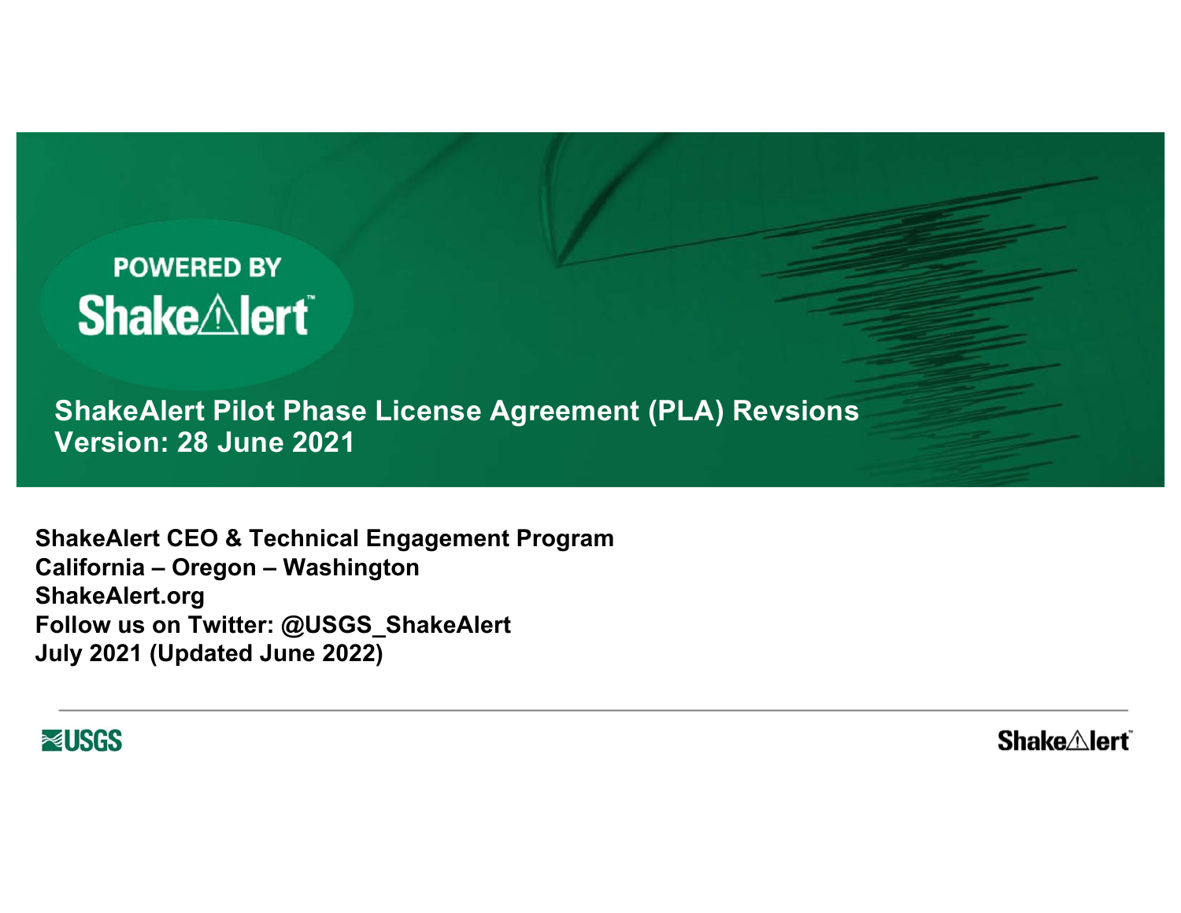POWERED BY ShakeAlert

# ShakeAlert Pilot Phase License Agreement (PLA) Revsions
# Version: 28 June 2021

**ShakeAlert CEO & Technical Engagement Program**
**California – Oregon – Washington**
**ShakeAlert.org**
**Follow us on Twitter: @USGS_ShakeAlert**
**July 2021 (Updated June 2022)**

USGS

ShakeAlert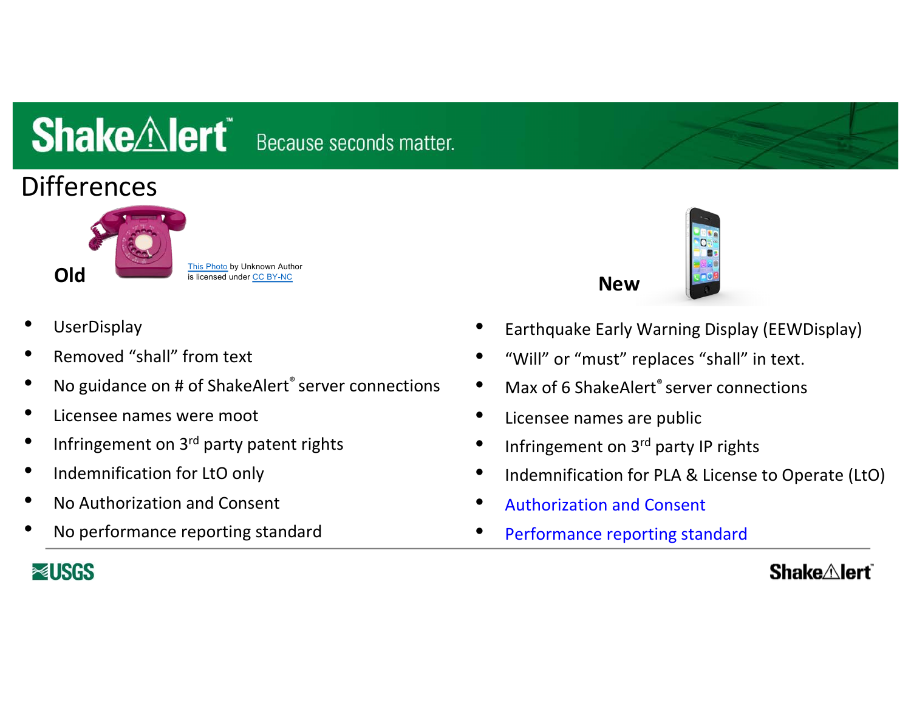## Differences

**Old**

This Photo by Unknown Author is licensed under CC BY-NC

- UserDisplay
- Removed "shall" from text
- No guidance on # of ShakeAlert® server connections
- Licensee names were moot
- Infringement on 3rd party patent rights
- Indemnification for LtO only
- No Authorization and Consent
- No performance reporting standard

**New**

- Earthquake Early Warning Display (EEWDisplay)
- "Will" or "must" replaces "shall" in text.
- Max of 6 ShakeAlert® server connections
- Licensee names are public
- Infringement on 3rd party IP rights
- Indemnification for PLA & License to Operate (LtO)
- Authorization and Consent
- Performance reporting standard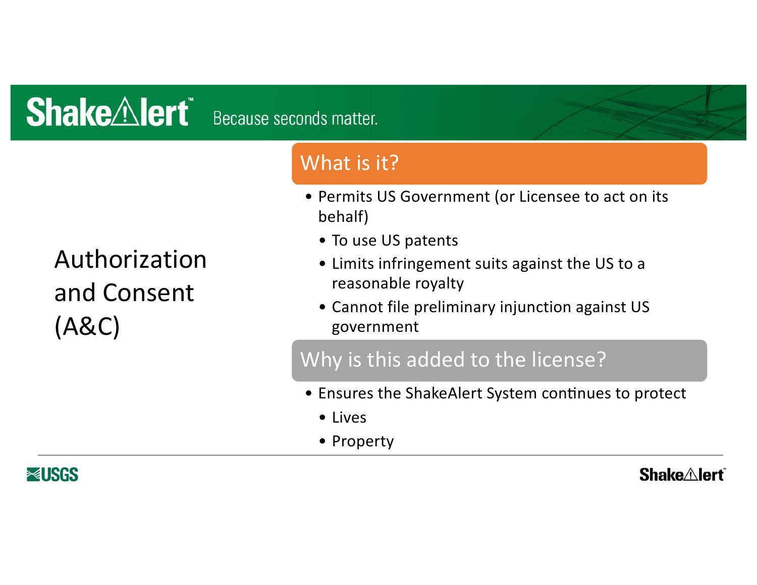# Authorization and Consent (A&C)

## What is it?

- Permits US Government (or Licensee to act on its behalf)
  - To use US patents
  - Limits infringement suits against the US to a reasonable royalty
  - Cannot file preliminary injunction against US government

## Why is this added to the license?

- Ensures the ShakeAlert System continues to protect
  - Lives
  - Property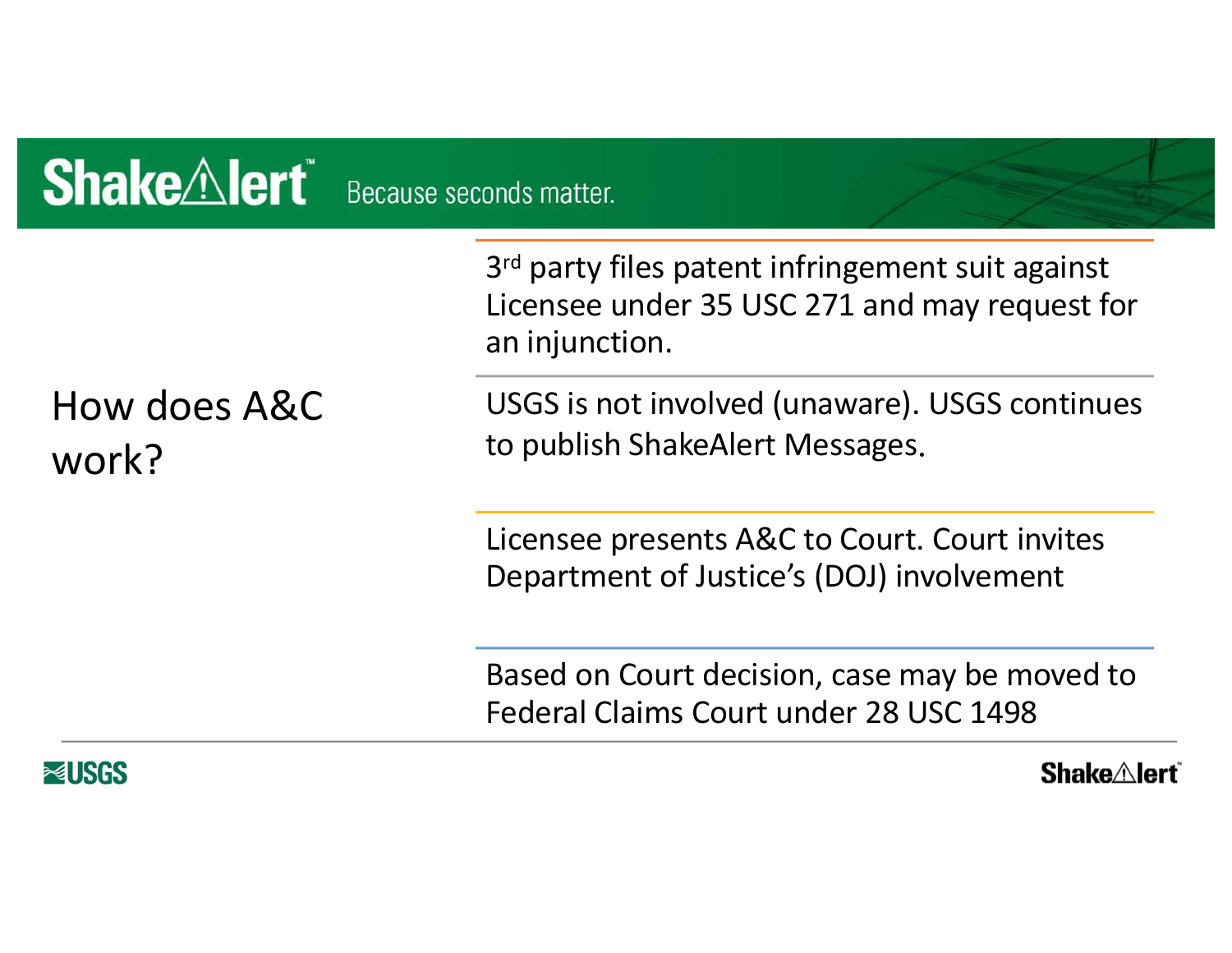## How does A&C work?

3rd party files patent infringement suit against Licensee under 35 USC 271 and may request for an injunction.

USGS is not involved (unaware). USGS continues to publish ShakeAlert Messages.

Licensee presents A&C to Court. Court invites Department of Justice's (DOJ) involvement

Based on Court decision, case may be moved to Federal Claims Court under 28 USC 1498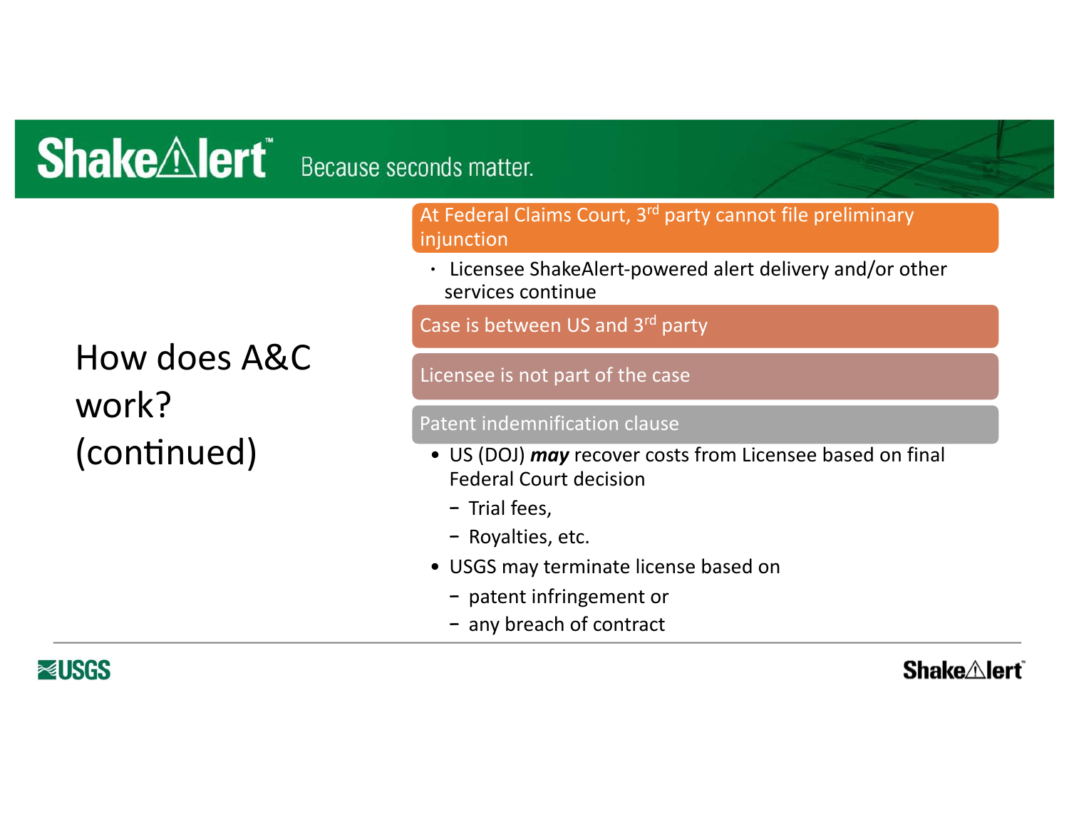# How does A&C work? (continued)

**At Federal Claims Court, 3rd party cannot file preliminary injunction**

- Licensee ShakeAlert-powered alert delivery and/or other services continue

**Case is between US and 3rd party**

**Licensee is not part of the case**

**Patent indemnification clause**

- US (DOJ) ***may*** recover costs from Licensee based on final Federal Court decision
  - Trial fees,
  - Royalties, etc.
- USGS may terminate license based on
  - patent infringement or
  - any breach of contract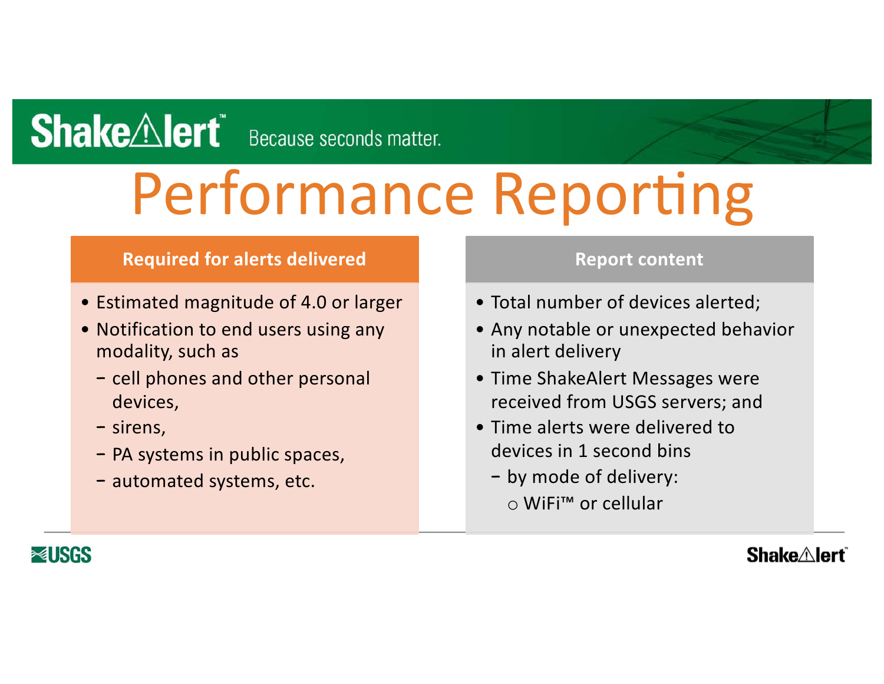ShakeAlert™ Because seconds matter.

# Performance Reporting

## Required for alerts delivered

- Estimated magnitude of 4.0 or larger
- Notification to end users using any modality, such as
  - cell phones and other personal devices,
  - sirens,
  - PA systems in public spaces,
  - automated systems, etc.

## Report content

- Total number of devices alerted;
- Any notable or unexpected behavior in alert delivery
- Time ShakeAlert Messages were received from USGS servers; and
- Time alerts were delivered to devices in 1 second bins
  - by mode of delivery:
    - WiFi™ or cellular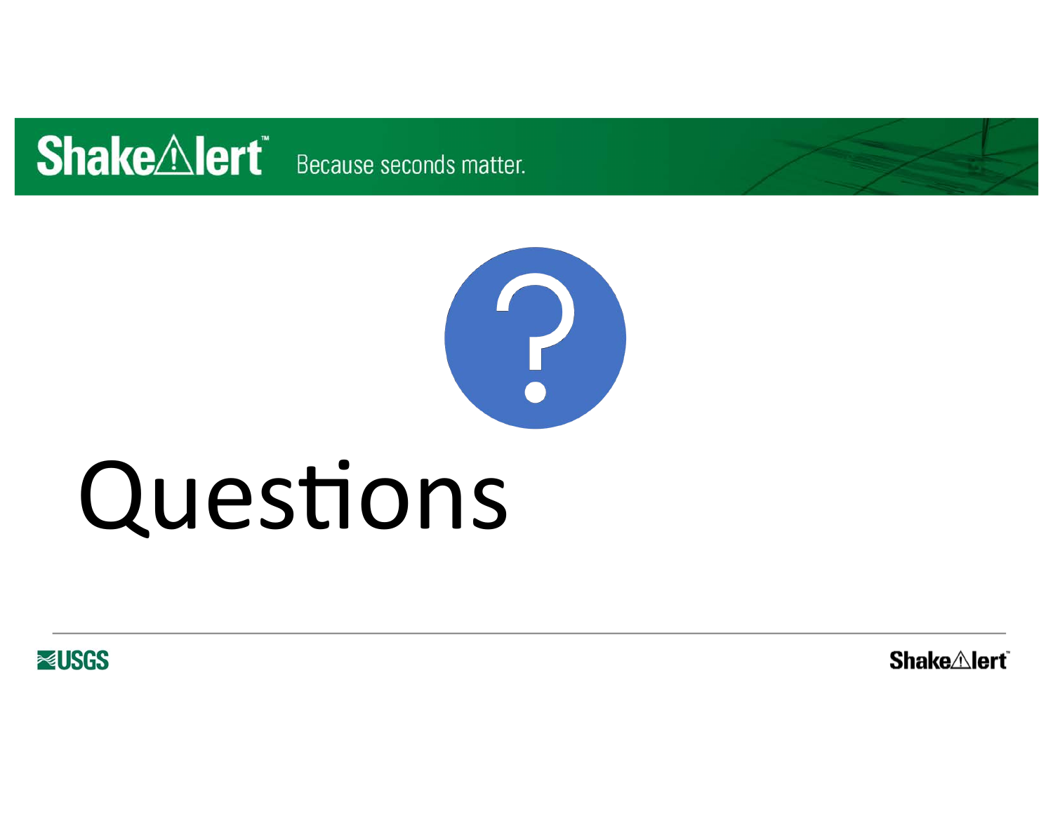# Questions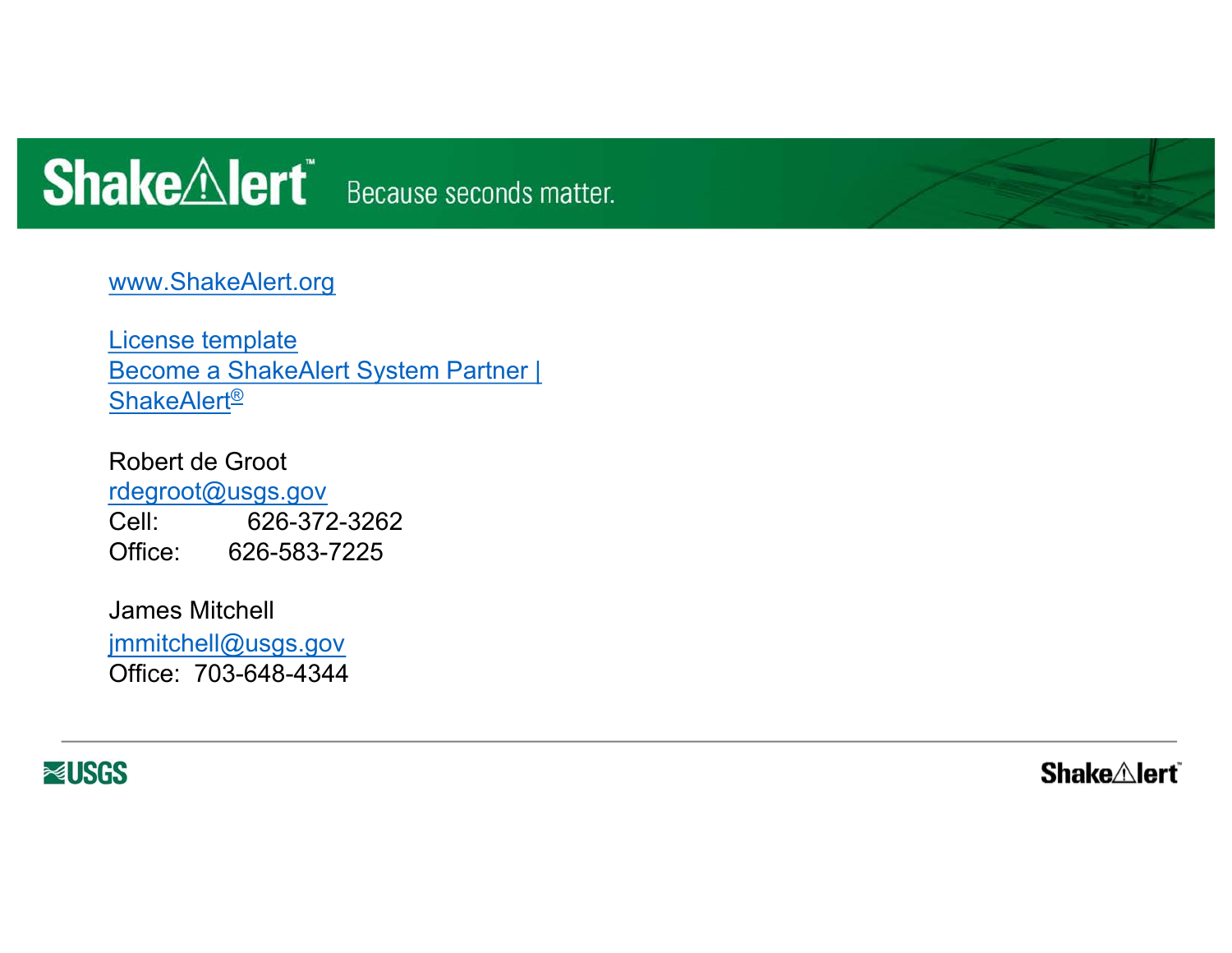ShakeAlert™ Because seconds matter.

www.ShakeAlert.org

License template
Become a ShakeAlert System Partner | ShakeAlert®

Robert de Groot
rdegroot@usgs.gov
Cell: 626-372-3262
Office: 626-583-7225

James Mitchell
jmmitchell@usgs.gov
Office: 703-648-4344